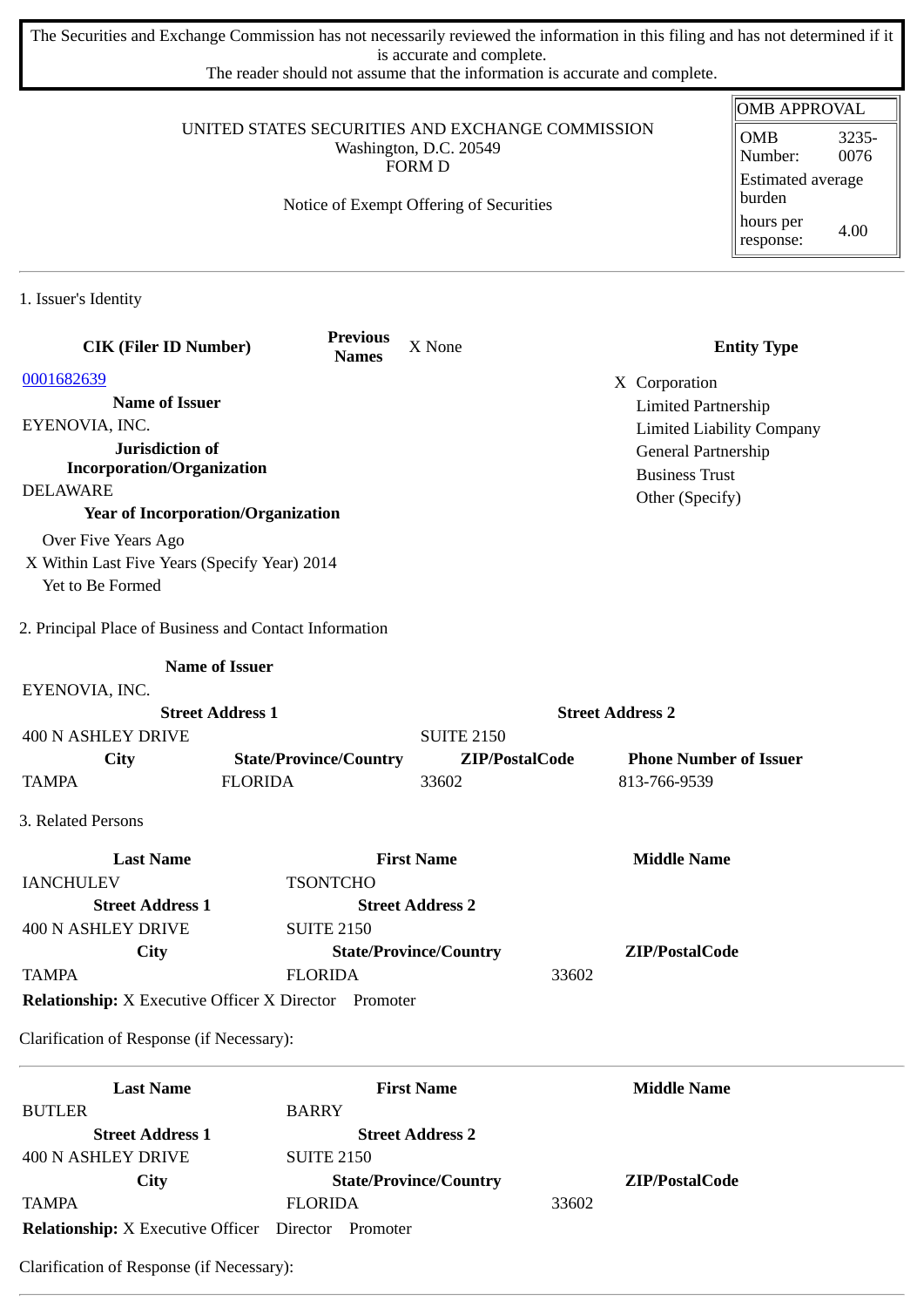The Securities and Exchange Commission has not necessarily reviewed the information in this filing and has not determined if it is accurate and complete.
The reader should not assume that the information is accurate and complete.

UNITED STATES SECURITIES AND EXCHANGE COMMISSION
Washington, D.C. 20549
FORM D

Notice of Exempt Offering of Securities

| OMB APPROVAL | |
|---|---|
| OMB Number: | 3235-0076 |
| Estimated average burden | |
| hours per response: | 4.00 |

## 1. Issuer's Identity

| CIK (Filer ID Number) | Previous Names | X None | Entity Type |
|---|---|---|---|
| 0001682639 | | | X Corporation |
| **Name of Issuer** | | | Limited Partnership |
| EYENOVIA, INC. | | | Limited Liability Company |
| **Jurisdiction of Incorporation/Organization** | | | General Partnership |
| DELAWARE | | | Business Trust |
| **Year of Incorporation/Organization** | | | Other (Specify) |

Over Five Years Ago
X Within Last Five Years (Specify Year) 2014
Yet to Be Formed

## 2. Principal Place of Business and Contact Information

| Name of Issuer | | | |
|---|---|---|---|
| EYENOVIA, INC. | | | |
| **Street Address 1** | | **Street Address 2** | |
| 400 N ASHLEY DRIVE | | SUITE 2150 | |
| **City** | **State/Province/Country** | **ZIP/PostalCode** | **Phone Number of Issuer** |
| TAMPA | FLORIDA | 33602 | 813-766-9539 |

## 3. Related Persons

| Last Name | First Name | Middle Name |
|---|---|---|
| IANCHULEV | TSONTCHO | |
| **Street Address 1** | **Street Address 2** | |
| 400 N ASHLEY DRIVE | SUITE 2150 | |
| **City** | **State/Province/Country** | **ZIP/PostalCode** |
| TAMPA | FLORIDA | 33602 |

**Relationship:** X Executive Officer X Director Promoter

Clarification of Response (if Necessary):

| Last Name | First Name | Middle Name |
|---|---|---|
| BUTLER | BARRY | |
| **Street Address 1** | **Street Address 2** | |
| 400 N ASHLEY DRIVE | SUITE 2150 | |
| **City** | **State/Province/Country** | **ZIP/PostalCode** |
| TAMPA | FLORIDA | 33602 |

**Relationship:** X Executive Officer Director Promoter

Clarification of Response (if Necessary):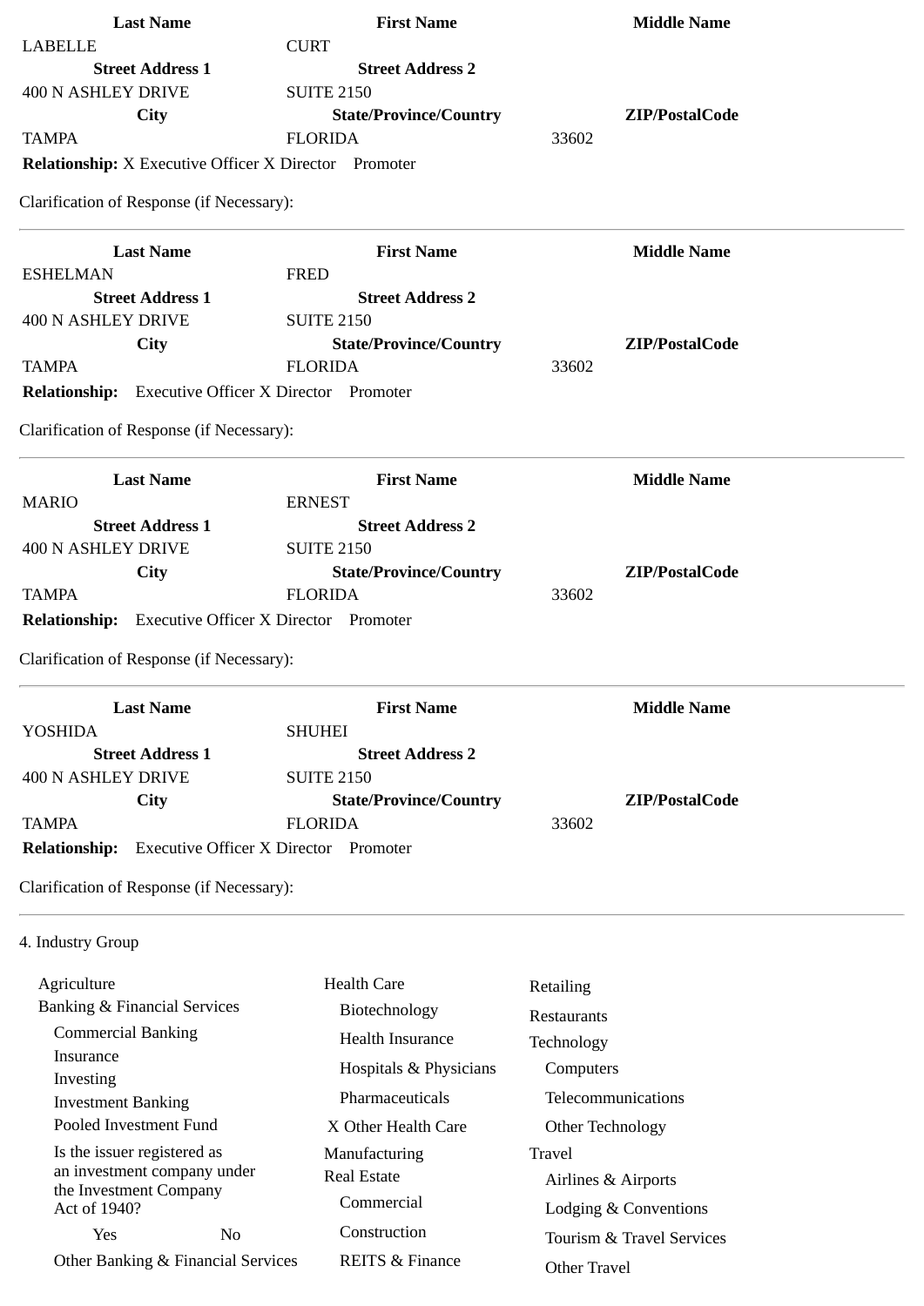| Last Name | First Name | Middle Name |
|---|---|---|
| LABELLE | CURT | |
| **Street Address 1** | **Street Address 2** | |
| 400 N ASHLEY DRIVE | SUITE 2150 | |
| **City** | **State/Province/Country** | **ZIP/PostalCode** |
| TAMPA | FLORIDA | 33602 |

**Relationship:** X Executive Officer X Director Promoter

Clarification of Response (if Necessary):

---

| Last Name | First Name | Middle Name |
|---|---|---|
| ESHELMAN | FRED | |
| **Street Address 1** | **Street Address 2** | |
| 400 N ASHLEY DRIVE | SUITE 2150 | |
| **City** | **State/Province/Country** | **ZIP/PostalCode** |
| TAMPA | FLORIDA | 33602 |

**Relationship:** Executive Officer X Director Promoter

Clarification of Response (if Necessary):

---

| Last Name | First Name | Middle Name |
|---|---|---|
| MARIO | ERNEST | |
| **Street Address 1** | **Street Address 2** | |
| 400 N ASHLEY DRIVE | SUITE 2150 | |
| **City** | **State/Province/Country** | **ZIP/PostalCode** |
| TAMPA | FLORIDA | 33602 |

**Relationship:** Executive Officer X Director Promoter

Clarification of Response (if Necessary):

---

| Last Name | First Name | Middle Name |
|---|---|---|
| YOSHIDA | SHUHEI | |
| **Street Address 1** | **Street Address 2** | |
| 400 N ASHLEY DRIVE | SUITE 2150 | |
| **City** | **State/Province/Country** | **ZIP/PostalCode** |
| TAMPA | FLORIDA | 33602 |

**Relationship:** Executive Officer X Director Promoter

Clarification of Response (if Necessary):

---

4. Industry Group

- Agriculture
- Banking & Financial Services
  - Commercial Banking
  - Insurance
  - Investing
  - Investment Banking
  - Pooled Investment Fund
  - Is the issuer registered as an investment company under the Investment Company Act of 1940?
    - Yes
    - No
  - Other Banking & Financial Services
- Health Care
  - Biotechnology
  - Health Insurance
  - Hospitals & Physicians
  - Pharmaceuticals
  - X Other Health Care
- Manufacturing
- Real Estate
  - Commercial
  - Construction
  - REITS & Finance
- Retailing
- Restaurants
- Technology
  - Computers
  - Telecommunications
  - Other Technology
- Travel
  - Airlines & Airports
  - Lodging & Conventions
  - Tourism & Travel Services
  - Other Travel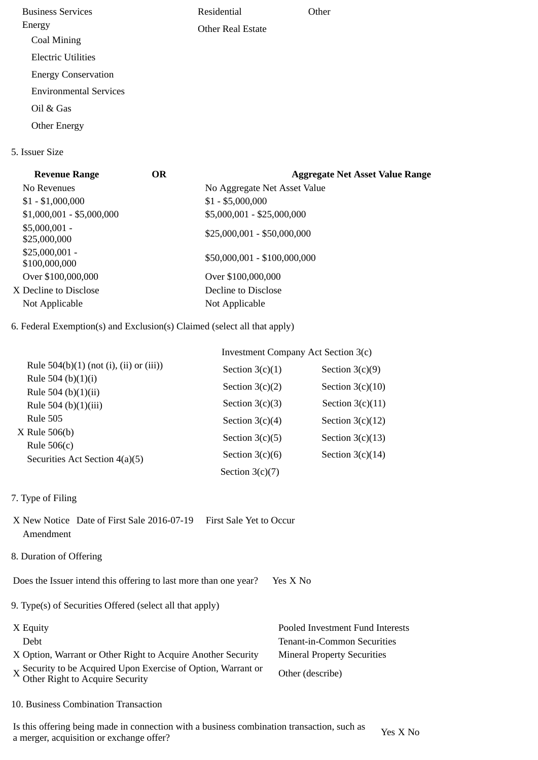| | | |
|---|---|---|
| Business Services | Residential | Other |
| Energy | Other Real Estate | |
| Coal Mining | | |
| Electric Utilities | | |
| Energy Conservation | | |
| Environmental Services | | |
| Oil & Gas | | |
| Other Energy | | |

5. Issuer Size

| Revenue Range | OR | Aggregate Net Asset Value Range |
|---|---|---|
| No Revenues | | No Aggregate Net Asset Value |
| $1 - $1,000,000 | | $1 - $5,000,000 |
| $1,000,001 - $5,000,000 | | $5,000,001 - $25,000,000 |
| $5,000,001 - $25,000,000 | | $25,000,001 - $50,000,000 |
| $25,000,001 - $100,000,000 | | $50,000,001 - $100,000,000 |
| Over $100,000,000 | | Over $100,000,000 |
| X Decline to Disclose | | Decline to Disclose |
| Not Applicable | | Not Applicable |

6. Federal Exemption(s) and Exclusion(s) Claimed (select all that apply)

| | Investment Company Act Section 3(c) | |
|---|---|---|
| Rule 504(b)(1) (not (i), (ii) or (iii)) | Section 3(c)(1) | Section 3(c)(9) |
| Rule 504 (b)(1)(i) | Section 3(c)(2) | Section 3(c)(10) |
| Rule 504 (b)(1)(ii) | Section 3(c)(3) | Section 3(c)(11) |
| Rule 504 (b)(1)(iii) | Section 3(c)(4) | Section 3(c)(12) |
| Rule 505 | Section 3(c)(5) | Section 3(c)(13) |
| X Rule 506(b) | Section 3(c)(6) | Section 3(c)(14) |
| Rule 506(c) | Section 3(c)(7) | |
| Securities Act Section 4(a)(5) | | |

7. Type of Filing

X New Notice Date of First Sale 2016-07-19 First Sale Yet to Occur

Amendment

8. Duration of Offering

Does the Issuer intend this offering to last more than one year? Yes X No

9. Type(s) of Securities Offered (select all that apply)

| | |
|---|---|
| X Equity | Pooled Investment Fund Interests |
| Debt | Tenant-in-Common Securities |
| X Option, Warrant or Other Right to Acquire Another Security | Mineral Property Securities |
| X Security to be Acquired Upon Exercise of Option, Warrant or Other Right to Acquire Security | Other (describe) |

10. Business Combination Transaction

Is this offering being made in connection with a business combination transaction, such as a merger, acquisition or exchange offer? Yes X No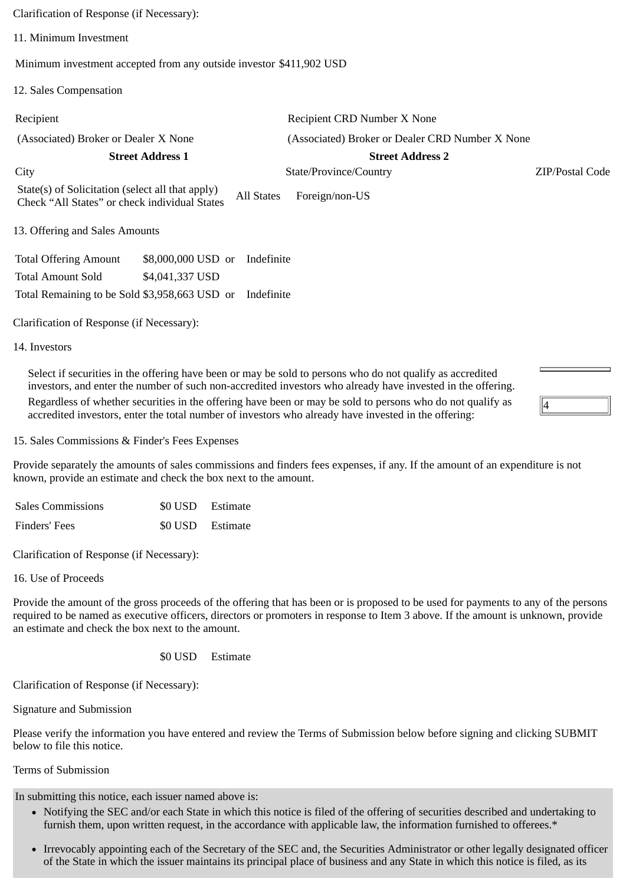Clarification of Response (if Necessary):

11. Minimum Investment

Minimum investment accepted from any outside investor $411,902 USD

12. Sales Compensation

| Recipient | Recipient CRD Number X None | |
|---|---|---|
| (Associated) Broker or Dealer X None | (Associated) Broker or Dealer CRD Number X None | |
| **Street Address 1** | **Street Address 2** | |
| City | State/Province/Country | ZIP/Postal Code |
| State(s) of Solicitation (select all that apply) Check "All States" or check individual States | All States Foreign/non-US | |

13. Offering and Sales Amounts

| | | | |
|---|---|---|---|
| Total Offering Amount | $8,000,000 USD | or | Indefinite |
| Total Amount Sold | $4,041,337 USD | | |
| Total Remaining to be Sold | $3,958,663 USD | or | Indefinite |

Clarification of Response (if Necessary):

14. Investors

Select if securities in the offering have been or may be sold to persons who do not qualify as accredited investors, and enter the number of such non-accredited investors who already have invested in the offering.

Regardless of whether securities in the offering have been or may be sold to persons who do not qualify as accredited investors, enter the total number of investors who already have invested in the offering: 4

15. Sales Commissions & Finder's Fees Expenses

Provide separately the amounts of sales commissions and finders fees expenses, if any. If the amount of an expenditure is not known, provide an estimate and check the box next to the amount.

| | | |
|---|---|---|
| Sales Commissions | $0 USD | Estimate |
| Finders' Fees | $0 USD | Estimate |

Clarification of Response (if Necessary):

16. Use of Proceeds

Provide the amount of the gross proceeds of the offering that has been or is proposed to be used for payments to any of the persons required to be named as executive officers, directors or promoters in response to Item 3 above. If the amount is unknown, provide an estimate and check the box next to the amount.

$0 USD Estimate

Clarification of Response (if Necessary):

Signature and Submission

Please verify the information you have entered and review the Terms of Submission below before signing and clicking SUBMIT below to file this notice.

Terms of Submission

In submitting this notice, each issuer named above is:

- Notifying the SEC and/or each State in which this notice is filed of the offering of securities described and undertaking to furnish them, upon written request, in the accordance with applicable law, the information furnished to offerees.*
- Irrevocably appointing each of the Secretary of the SEC and, the Securities Administrator or other legally designated officer of the State in which the issuer maintains its principal place of business and any State in which this notice is filed, as its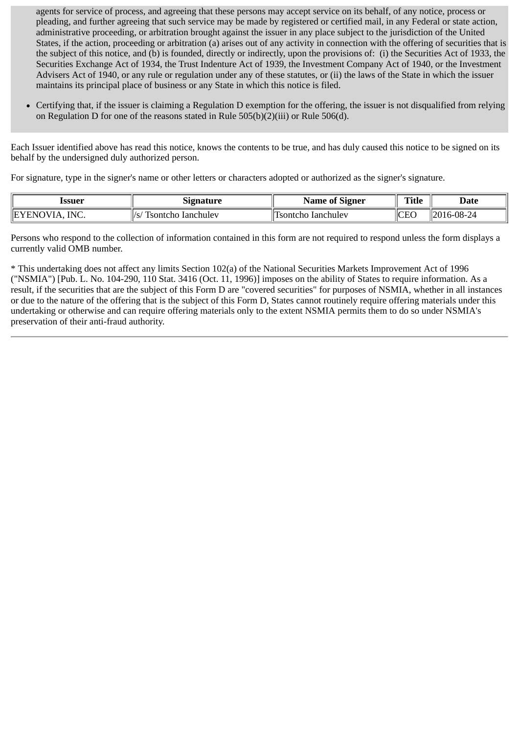agents for service of process, and agreeing that these persons may accept service on its behalf, of any notice, process or pleading, and further agreeing that such service may be made by registered or certified mail, in any Federal or state action, administrative proceeding, or arbitration brought against the issuer in any place subject to the jurisdiction of the United States, if the action, proceeding or arbitration (a) arises out of any activity in connection with the offering of securities that is the subject of this notice, and (b) is founded, directly or indirectly, upon the provisions of: (i) the Securities Act of 1933, the Securities Exchange Act of 1934, the Trust Indenture Act of 1939, the Investment Company Act of 1940, or the Investment Advisers Act of 1940, or any rule or regulation under any of these statutes, or (ii) the laws of the State in which the issuer maintains its principal place of business or any State in which this notice is filed.

- Certifying that, if the issuer is claiming a Regulation D exemption for the offering, the issuer is not disqualified from relying on Regulation D for one of the reasons stated in Rule 505(b)(2)(iii) or Rule 506(d).

Each Issuer identified above has read this notice, knows the contents to be true, and has duly caused this notice to be signed on its behalf by the undersigned duly authorized person.

For signature, type in the signer's name or other letters or characters adopted or authorized as the signer's signature.

| Issuer | Signature | Name of Signer | Title | Date |
|---|---|---|---|---|
| EYENOVIA, INC. | /s/ Tsontcho Ianchulev | Tsontcho Ianchulev | CEO | 2016-08-24 |

Persons who respond to the collection of information contained in this form are not required to respond unless the form displays a currently valid OMB number.

* This undertaking does not affect any limits Section 102(a) of the National Securities Markets Improvement Act of 1996 ("NSMIA") [Pub. L. No. 104-290, 110 Stat. 3416 (Oct. 11, 1996)] imposes on the ability of States to require information. As a result, if the securities that are the subject of this Form D are "covered securities" for purposes of NSMIA, whether in all instances or due to the nature of the offering that is the subject of this Form D, States cannot routinely require offering materials under this undertaking or otherwise and can require offering materials only to the extent NSMIA permits them to do so under NSMIA's preservation of their anti-fraud authority.